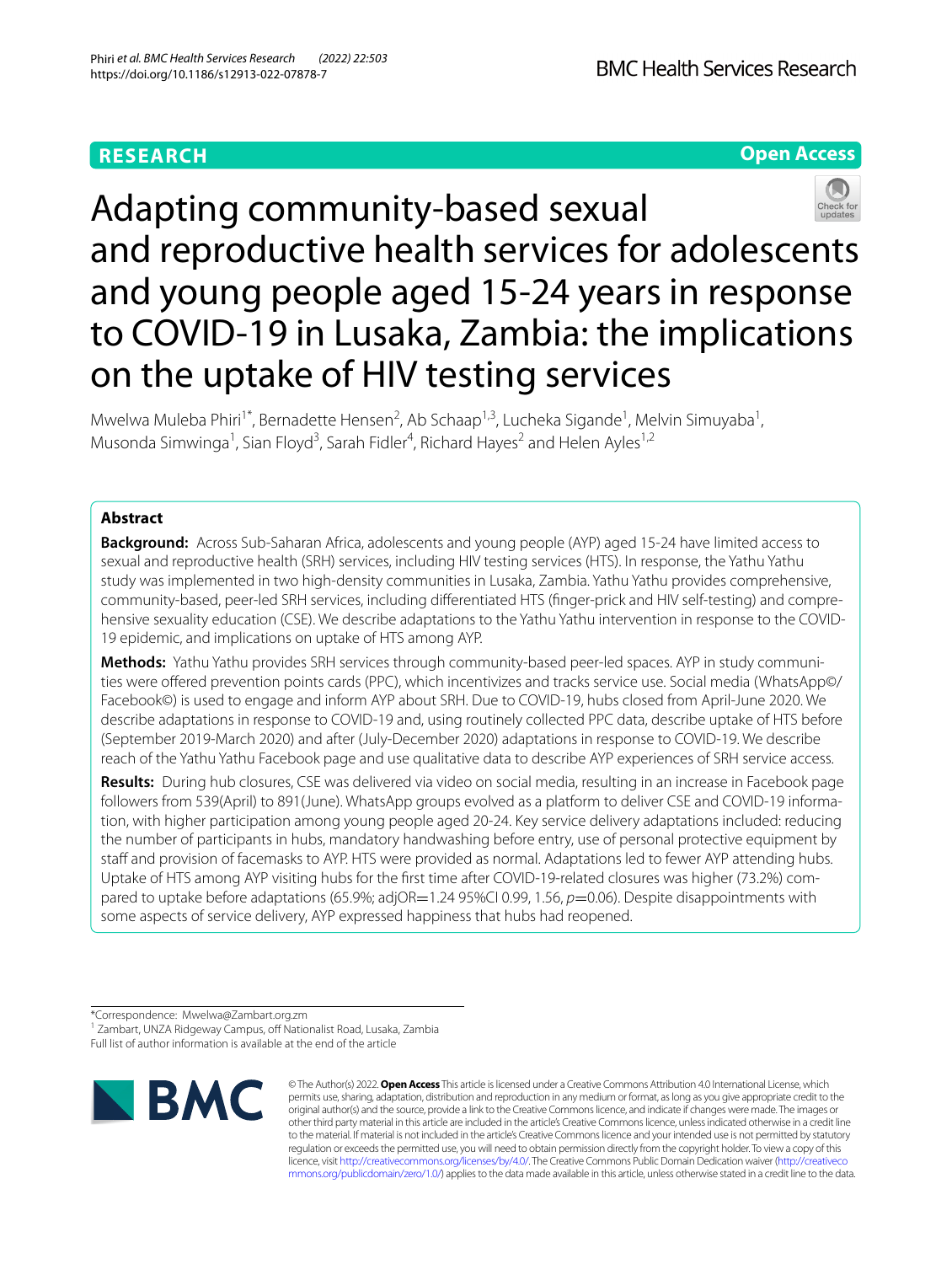RESEARCH

Open Access

# Adapting community-based sexual and reproductive health services for adolescents and young people aged 15-24 years in response to COVID-19 in Lusaka, Zambia: the implications on the uptake of HIV testing services

Mwelwa Muleba Phiri[1*], Bernadette Hensen[2], Ab Schaap[1,3], Lucheka Sigande[1], Melvin Simuyaba[1], Musonda Simwinga[1], Sian Floyd[3], Sarah Fidler[4], Richard Hayes[2] and Helen Ayles[1,2]

## Abstract

**Background:** Across Sub-Saharan Africa, adolescents and young people (AYP) aged 15-24 have limited access to sexual and reproductive health (SRH) services, including HIV testing services (HTS). In response, the Yathu Yathu study was implemented in two high-density communities in Lusaka, Zambia. Yathu Yathu provides comprehensive, community-based, peer-led SRH services, including differentiated HTS (finger-prick and HIV self-testing) and comprehensive sexuality education (CSE). We describe adaptations to the Yathu Yathu intervention in response to the COVID-19 epidemic, and implications on uptake of HTS among AYP.

**Methods:** Yathu Yathu provides SRH services through community-based peer-led spaces. AYP in study communities were offered prevention points cards (PPC), which incentivizes and tracks service use. Social media (WhatsApp©/Facebook©) is used to engage and inform AYP about SRH. Due to COVID-19, hubs closed from April-June 2020. We describe adaptations in response to COVID-19 and, using routinely collected PPC data, describe uptake of HTS before (September 2019-March 2020) and after (July-December 2020) adaptations in response to COVID-19. We describe reach of the Yathu Yathu Facebook page and use qualitative data to describe AYP experiences of SRH service access.

**Results:** During hub closures, CSE was delivered via video on social media, resulting in an increase in Facebook page followers from 539(April) to 891(June). WhatsApp groups evolved as a platform to deliver CSE and COVID-19 information, with higher participation among young people aged 20-24. Key service delivery adaptations included: reducing the number of participants in hubs, mandatory handwashing before entry, use of personal protective equipment by staff and provision of facemasks to AYP. HTS were provided as normal. Adaptations led to fewer AYP attending hubs. Uptake of HTS among AYP visiting hubs for the first time after COVID-19-related closures was higher (73.2%) compared to uptake before adaptations (65.9%; adjOR=1.24 95%CI 0.99, 1.56, $p$=0.06). Despite disappointments with some aspects of service delivery, AYP expressed happiness that hubs had reopened.

*Correspondence: Mwelwa@Zambart.org.zm

[1] Zambart, UNZA Ridgeway Campus, off Nationalist Road, Lusaka, Zambia

Full list of author information is available at the end of the article

© The Author(s) 2022. **Open Access** This article is licensed under a Creative Commons Attribution 4.0 International License, which permits use, sharing, adaptation, distribution and reproduction in any medium or format, as long as you give appropriate credit to the original author(s) and the source, provide a link to the Creative Commons licence, and indicate if changes were made. The images or other third party material in this article are included in the article's Creative Commons licence, unless indicated otherwise in a credit line to the material. If material is not included in the article's Creative Commons licence and your intended use is not permitted by statutory regulation or exceeds the permitted use, you will need to obtain permission directly from the copyright holder. To view a copy of this licence, visit http://creativecommons.org/licenses/by/4.0/. The Creative Commons Public Domain Dedication waiver (http://creativecommons.org/publicdomain/zero/1.0/) applies to the data made available in this article, unless otherwise stated in a credit line to the data.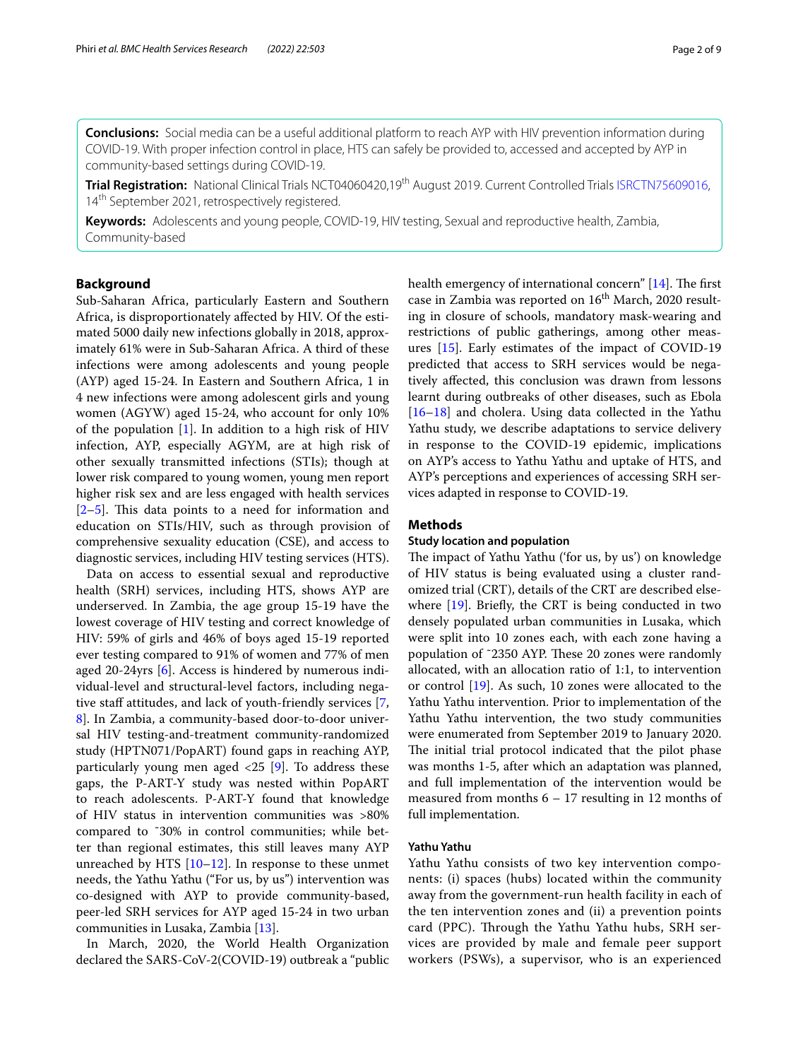**Conclusions:** Social media can be a useful additional platform to reach AYP with HIV prevention information during COVID-19. With proper infection control in place, HTS can safely be provided to, accessed and accepted by AYP in community-based settings during COVID-19.

**Trial Registration:** National Clinical Trials NCT04060420,19th August 2019. Current Controlled Trials ISRCTN75609016, 14th September 2021, retrospectively registered.

**Keywords:** Adolescents and young people, COVID-19, HIV testing, Sexual and reproductive health, Zambia, Community-based

## Background

Sub-Saharan Africa, particularly Eastern and Southern Africa, is disproportionately affected by HIV. Of the estimated 5000 daily new infections globally in 2018, approximately 61% were in Sub-Saharan Africa. A third of these infections were among adolescents and young people (AYP) aged 15-24. In Eastern and Southern Africa, 1 in 4 new infections were among adolescent girls and young women (AGYW) aged 15-24, who account for only 10% of the population [1]. In addition to a high risk of HIV infection, AYP, especially AGYM, are at high risk of other sexually transmitted infections (STIs); though at lower risk compared to young women, young men report higher risk sex and are less engaged with health services [2–5]. This data points to a need for information and education on STIs/HIV, such as through provision of comprehensive sexuality education (CSE), and access to diagnostic services, including HIV testing services (HTS).

Data on access to essential sexual and reproductive health (SRH) services, including HTS, shows AYP are underserved. In Zambia, the age group 15-19 have the lowest coverage of HIV testing and correct knowledge of HIV: 59% of girls and 46% of boys aged 15-19 reported ever testing compared to 91% of women and 77% of men aged 20-24yrs [6]. Access is hindered by numerous individual-level and structural-level factors, including negative staff attitudes, and lack of youth-friendly services [7, 8]. In Zambia, a community-based door-to-door universal HIV testing-and-treatment community-randomized study (HPTN071/PopART) found gaps in reaching AYP, particularly young men aged <25 [9]. To address these gaps, the P-ART-Y study was nested within PopART to reach adolescents. P-ART-Y found that knowledge of HIV status in intervention communities was >80% compared to ~30% in control communities; while better than regional estimates, this still leaves many AYP unreached by HTS [10–12]. In response to these unmet needs, the Yathu Yathu ("For us, by us") intervention was co-designed with AYP to provide community-based, peer-led SRH services for AYP aged 15-24 in two urban communities in Lusaka, Zambia [13].

In March, 2020, the World Health Organization declared the SARS-CoV-2(COVID-19) outbreak a "public health emergency of international concern" [14]. The first case in Zambia was reported on 16th March, 2020 resulting in closure of schools, mandatory mask-wearing and restrictions of public gatherings, among other measures [15]. Early estimates of the impact of COVID-19 predicted that access to SRH services would be negatively affected, this conclusion was drawn from lessons learnt during outbreaks of other diseases, such as Ebola [16–18] and cholera. Using data collected in the Yathu Yathu study, we describe adaptations to service delivery in response to the COVID-19 epidemic, implications on AYP's access to Yathu Yathu and uptake of HTS, and AYP's perceptions and experiences of accessing SRH services adapted in response to COVID-19.

## Methods

### Study location and population

The impact of Yathu Yathu ('for us, by us') on knowledge of HIV status is being evaluated using a cluster randomized trial (CRT), details of the CRT are described elsewhere [19]. Briefly, the CRT is being conducted in two densely populated urban communities in Lusaka, which were split into 10 zones each, with each zone having a population of ~2350 AYP. These 20 zones were randomly allocated, with an allocation ratio of 1:1, to intervention or control [19]. As such, 10 zones were allocated to the Yathu Yathu intervention. Prior to implementation of the Yathu Yathu intervention, the two study communities were enumerated from September 2019 to January 2020. The initial trial protocol indicated that the pilot phase was months 1-5, after which an adaptation was planned, and full implementation of the intervention would be measured from months 6 – 17 resulting in 12 months of full implementation.

### Yathu Yathu

Yathu Yathu consists of two key intervention components: (i) spaces (hubs) located within the community away from the government-run health facility in each of the ten intervention zones and (ii) a prevention points card (PPC). Through the Yathu Yathu hubs, SRH services are provided by male and female peer support workers (PSWs), a supervisor, who is an experienced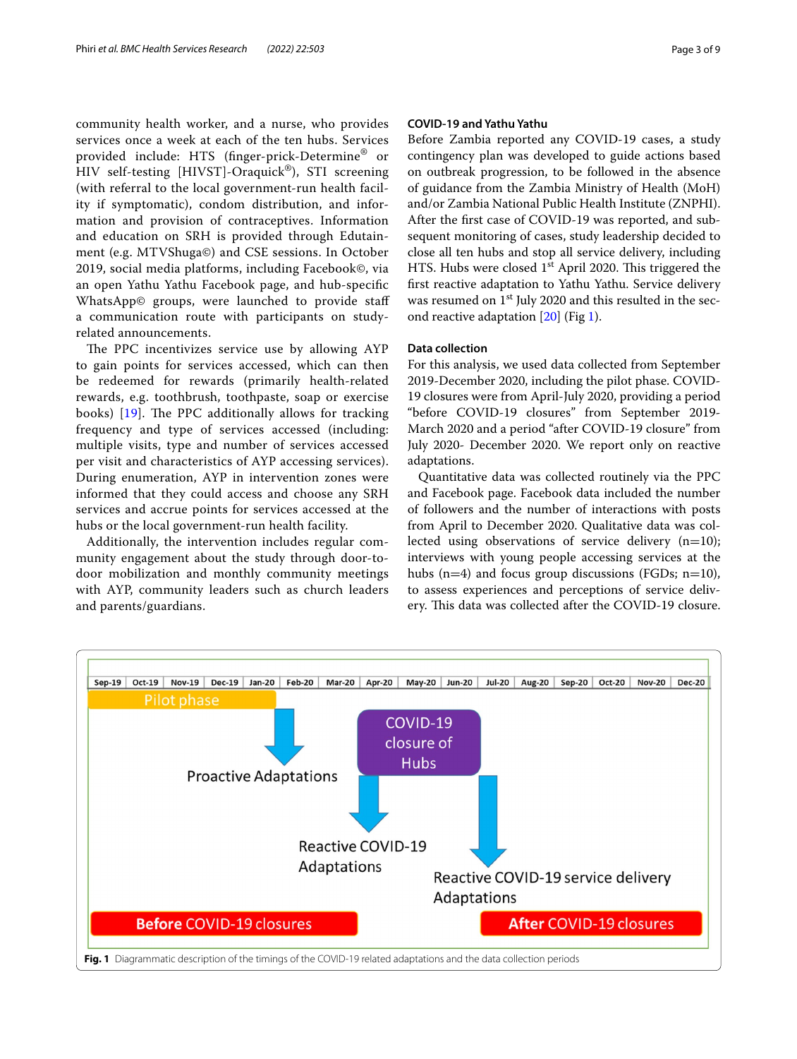community health worker, and a nurse, who provides services once a week at each of the ten hubs. Services provided include: HTS (finger-prick-Determine® or HIV self-testing [HIVST]-Oraquick®), STI screening (with referral to the local government-run health facility if symptomatic), condom distribution, and information and provision of contraceptives. Information and education on SRH is provided through Edutainment (e.g. MTVShuga©) and CSE sessions. In October 2019, social media platforms, including Facebook©, via an open Yathu Yathu Facebook page, and hub-specific WhatsApp© groups, were launched to provide staff a communication route with participants on study-related announcements.

The PPC incentivizes service use by allowing AYP to gain points for services accessed, which can then be redeemed for rewards (primarily health-related rewards, e.g. toothbrush, toothpaste, soap or exercise books) [19]. The PPC additionally allows for tracking frequency and type of services accessed (including: multiple visits, type and number of services accessed per visit and characteristics of AYP accessing services). During enumeration, AYP in intervention zones were informed that they could access and choose any SRH services and accrue points for services accessed at the hubs or the local government-run health facility.

Additionally, the intervention includes regular community engagement about the study through door-to-door mobilization and monthly community meetings with AYP, community leaders such as church leaders and parents/guardians.

### COVID-19 and Yathu Yathu

Before Zambia reported any COVID-19 cases, a study contingency plan was developed to guide actions based on outbreak progression, to be followed in the absence of guidance from the Zambia Ministry of Health (MoH) and/or Zambia National Public Health Institute (ZNPHI). After the first case of COVID-19 was reported, and subsequent monitoring of cases, study leadership decided to close all ten hubs and stop all service delivery, including HTS. Hubs were closed 1st April 2020. This triggered the first reactive adaptation to Yathu Yathu. Service delivery was resumed on 1st July 2020 and this resulted in the second reactive adaptation [20] (Fig 1).

### Data collection

For this analysis, we used data collected from September 2019-December 2020, including the pilot phase. COVID-19 closures were from April-July 2020, providing a period "before COVID-19 closures" from September 2019-March 2020 and a period "after COVID-19 closure" from July 2020- December 2020. We report only on reactive adaptations.

Quantitative data was collected routinely via the PPC and Facebook page. Facebook data included the number of followers and the number of interactions with posts from April to December 2020. Qualitative data was collected using observations of service delivery (n=10); interviews with young people accessing services at the hubs (n=4) and focus group discussions (FGDs; n=10), to assess experiences and perceptions of service delivery. This data was collected after the COVID-19 closure.

| Sep-19 | Oct-19 | Nov-19 | Dec-19 | Jan-20 | Feb-20 | Mar-20 | Apr-20 | May-20 | Jun-20 | Jul-20 | Aug-20 | Sep-20 | Oct-20 | Nov-20 | Dec-20 |
|---|---|---|---|---|---|---|---|---|---|---|---|---|---|---|---|

Pilot phase

Proactive Adaptations

COVID-19 closure of Hubs

Reactive COVID-19 Adaptations

Reactive COVID-19 service delivery Adaptations

Before COVID-19 closures

After COVID-19 closures

**Fig. 1** Diagrammatic description of the timings of the COVID-19 related adaptations and the data collection periods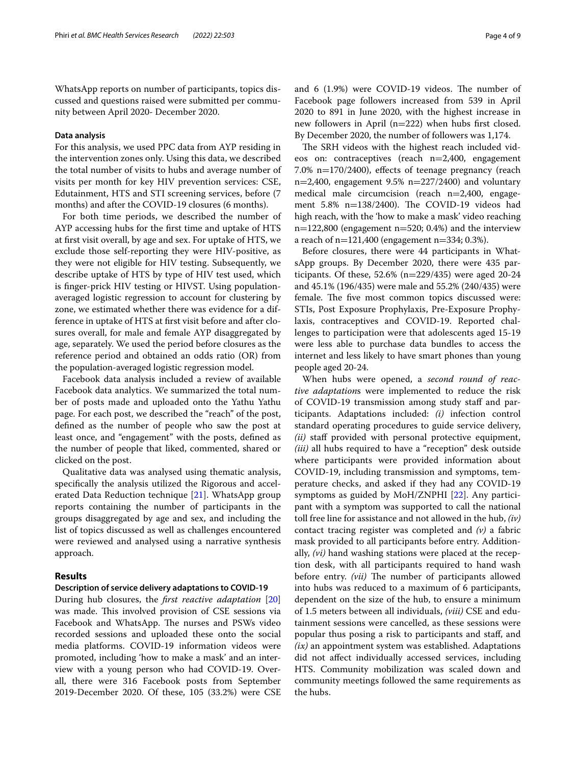WhatsApp reports on number of participants, topics discussed and questions raised were submitted per community between April 2020- December 2020.

### Data analysis

For this analysis, we used PPC data from AYP residing in the intervention zones only. Using this data, we described the total number of visits to hubs and average number of visits per month for key HIV prevention services: CSE, Edutainment, HTS and STI screening services, before (7 months) and after the COVID-19 closures (6 months).

For both time periods, we described the number of AYP accessing hubs for the first time and uptake of HTS at first visit overall, by age and sex. For uptake of HTS, we exclude those self-reporting they were HIV-positive, as they were not eligible for HIV testing. Subsequently, we describe uptake of HTS by type of HIV test used, which is finger-prick HIV testing or HIVST. Using population-averaged logistic regression to account for clustering by zone, we estimated whether there was evidence for a difference in uptake of HTS at first visit before and after closures overall, for male and female AYP disaggregated by age, separately. We used the period before closures as the reference period and obtained an odds ratio (OR) from the population-averaged logistic regression model.

Facebook data analysis included a review of available Facebook data analytics. We summarized the total number of posts made and uploaded onto the Yathu Yathu page. For each post, we described the "reach" of the post, defined as the number of people who saw the post at least once, and "engagement" with the posts, defined as the number of people that liked, commented, shared or clicked on the post.

Qualitative data was analysed using thematic analysis, specifically the analysis utilized the Rigorous and accelerated Data Reduction technique [21]. WhatsApp group reports containing the number of participants in the groups disaggregated by age and sex, and including the list of topics discussed as well as challenges encountered were reviewed and analysed using a narrative synthesis approach.

## Results

### Description of service delivery adaptations to COVID-19

During hub closures, the *first reactive adaptation* [20] was made. This involved provision of CSE sessions via Facebook and WhatsApp. The nurses and PSWs video recorded sessions and uploaded these onto the social media platforms. COVID-19 information videos were promoted, including 'how to make a mask' and an interview with a young person who had COVID-19. Overall, there were 316 Facebook posts from September 2019-December 2020. Of these, 105 (33.2%) were CSE and 6 (1.9%) were COVID-19 videos. The number of Facebook page followers increased from 539 in April 2020 to 891 in June 2020, with the highest increase in new followers in April (n=222) when hubs first closed. By December 2020, the number of followers was 1,174.

The SRH videos with the highest reach included videos on: contraceptives (reach n=2,400, engagement 7.0% n=170/2400), effects of teenage pregnancy (reach n=2,400, engagement 9.5% n=227/2400) and voluntary medical male circumcision (reach n=2,400, engagement 5.8% n=138/2400). The COVID-19 videos had high reach, with the 'how to make a mask' video reaching n=122,800 (engagement n=520; 0.4%) and the interview a reach of n=121,400 (engagement n=334; 0.3%).

Before closures, there were 44 participants in WhatsApp groups. By December 2020, there were 435 participants. Of these, 52.6% (n=229/435) were aged 20-24 and 45.1% (196/435) were male and 55.2% (240/435) were female. The five most common topics discussed were: STIs, Post Exposure Prophylaxis, Pre-Exposure Prophylaxis, contraceptives and COVID-19. Reported challenges to participation were that adolescents aged 15-19 were less able to purchase data bundles to access the internet and less likely to have smart phones than young people aged 20-24.

When hubs were opened, a *second round of reactive adaptations* were implemented to reduce the risk of COVID-19 transmission among study staff and participants. Adaptations included: *(i)* infection control standard operating procedures to guide service delivery, *(ii)* staff provided with personal protective equipment, *(iii)* all hubs required to have a "reception" desk outside where participants were provided information about COVID-19, including transmission and symptoms, temperature checks, and asked if they had any COVID-19 symptoms as guided by MoH/ZNPHI [22]. Any participant with a symptom was supported to call the national toll free line for assistance and not allowed in the hub, *(iv)* contact tracing register was completed and *(v)* a fabric mask provided to all participants before entry. Additionally, *(vi)* hand washing stations were placed at the reception desk, with all participants required to hand wash before entry. *(vii)* The number of participants allowed into hubs was reduced to a maximum of 6 participants, dependent on the size of the hub, to ensure a minimum of 1.5 meters between all individuals, *(viii)* CSE and edutainment sessions were cancelled, as these sessions were popular thus posing a risk to participants and staff, and *(ix)* an appointment system was established. Adaptations did not affect individually accessed services, including HTS. Community mobilization was scaled down and community meetings followed the same requirements as the hubs.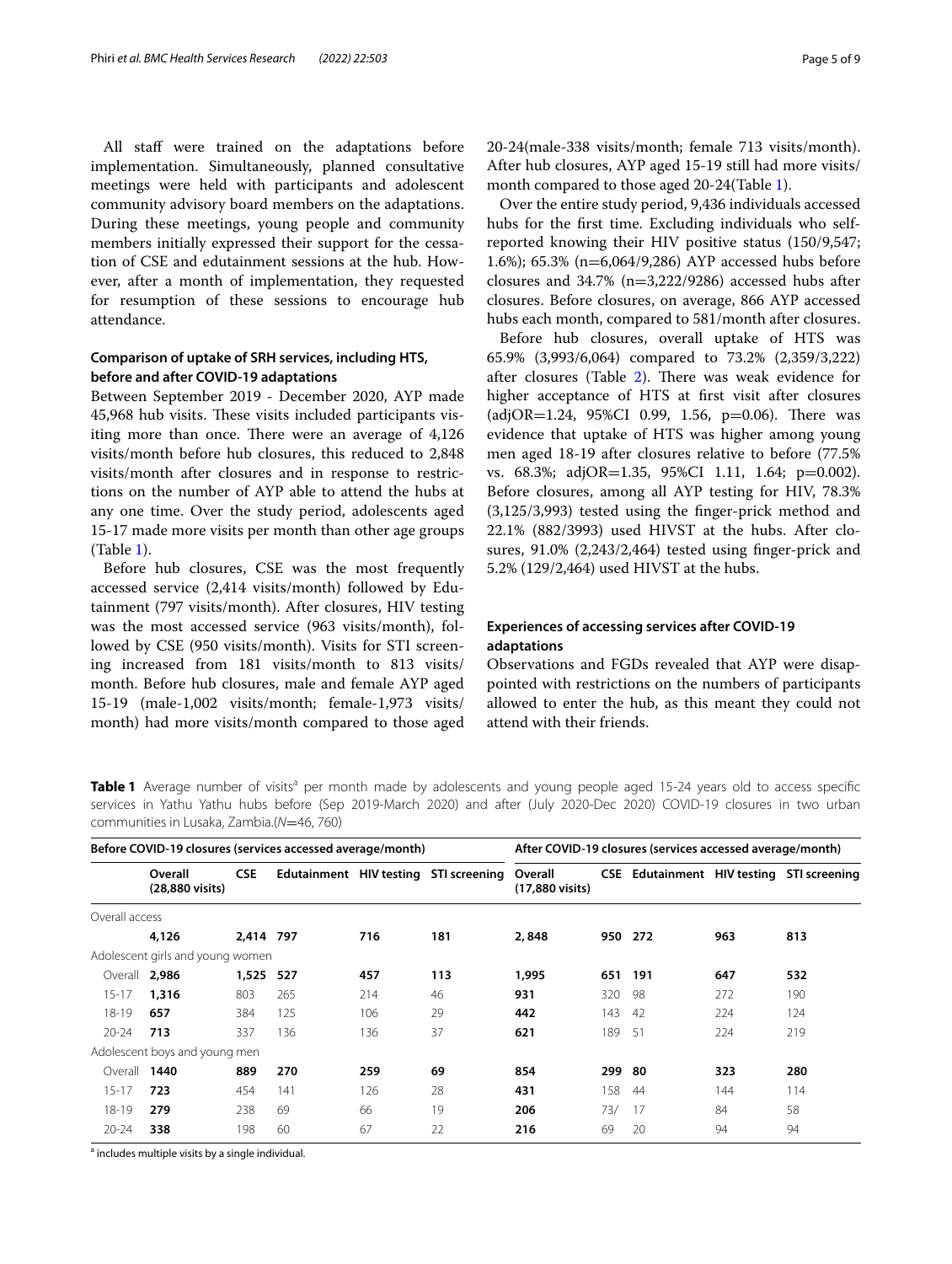All staff were trained on the adaptations before implementation. Simultaneously, planned consultative meetings were held with participants and adolescent community advisory board members on the adaptations. During these meetings, young people and community members initially expressed their support for the cessation of CSE and edutainment sessions at the hub. However, after a month of implementation, they requested for resumption of these sessions to encourage hub attendance.

### Comparison of uptake of SRH services, including HTS, before and after COVID-19 adaptations

Between September 2019 - December 2020, AYP made 45,968 hub visits. These visits included participants visiting more than once. There were an average of 4,126 visits/month before hub closures, this reduced to 2,848 visits/month after closures and in response to restrictions on the number of AYP able to attend the hubs at any one time. Over the study period, adolescents aged 15-17 made more visits per month than other age groups (Table 1).

Before hub closures, CSE was the most frequently accessed service (2,414 visits/month) followed by Edutainment (797 visits/month). After closures, HIV testing was the most accessed service (963 visits/month), followed by CSE (950 visits/month). Visits for STI screening increased from 181 visits/month to 813 visits/month. Before hub closures, male and female AYP aged 15-19 (male-1,002 visits/month; female-1,973 visits/month) had more visits/month compared to those aged 20-24(male-338 visits/month; female 713 visits/month). After hub closures, AYP aged 15-19 still had more visits/month compared to those aged 20-24(Table 1).

Over the entire study period, 9,436 individuals accessed hubs for the first time. Excluding individuals who self-reported knowing their HIV positive status (150/9,547; 1.6%); 65.3% (n=6,064/9,286) AYP accessed hubs before closures and 34.7% (n=3,222/9286) accessed hubs after closures. Before closures, on average, 866 AYP accessed hubs each month, compared to 581/month after closures.

Before hub closures, overall uptake of HTS was 65.9% (3,993/6,064) compared to 73.2% (2,359/3,222) after closures (Table 2). There was weak evidence for higher acceptance of HTS at first visit after closures (adjOR=1.24, 95%CI 0.99, 1.56, p=0.06). There was evidence that uptake of HTS was higher among young men aged 18-19 after closures relative to before (77.5% vs. 68.3%; adjOR=1.35, 95%CI 1.11, 1.64; p=0.002). Before closures, among all AYP testing for HIV, 78.3% (3,125/3,993) tested using the finger-prick method and 22.1% (882/3993) used HIVST at the hubs. After closures, 91.0% (2,243/2,464) tested using finger-prick and 5.2% (129/2,464) used HIVST at the hubs.

### Experiences of accessing services after COVID-19 adaptations

Observations and FGDs revealed that AYP were disappointed with restrictions on the numbers of participants allowed to enter the hub, as this meant they could not attend with their friends.

**Table 1** Average number of visits[a] per month made by adolescents and young people aged 15-24 years old to access specific services in Yathu Yathu hubs before (Sep 2019-March 2020) and after (July 2020-Dec 2020) COVID-19 closures in two urban communities in Lusaka, Zambia.(N=46, 760)

| Before COVID-19 closures (services accessed average/month) | | | | | | After COVID-19 closures (services accessed average/month) | | | | |
|---|---|---|---|---|---|---|---|---|---|---|
| | Overall (28,880 visits) | CSE | Edutainment | HIV testing | STI screening | Overall (17,880 visits) | CSE | Edutainment | HIV testing | STI screening |
| Overall access | | | | | | | | | | |
| | **4,126** | **2,414** | **797** | **716** | **181** | **2, 848** | **950** | **272** | **963** | **813** |
| Adolescent girls and young women | | | | | | | | | | |
| Overall | **2,986** | **1,525** | **527** | **457** | **113** | **1,995** | **651** | **191** | **647** | **532** |
| 15-17 | **1,316** | 803 | 265 | 214 | 46 | **931** | 320 | 98 | 272 | 190 |
| 18-19 | **657** | 384 | 125 | 106 | 29 | **442** | 143 | 42 | 224 | 124 |
| 20-24 | **713** | 337 | 136 | 136 | 37 | **621** | 189 | 51 | 224 | 219 |
| Adolescent boys and young men | | | | | | | | | | |
| Overall | **1440** | **889** | **270** | **259** | **69** | **854** | **299** | **80** | **323** | **280** |
| 15-17 | **723** | 454 | 141 | 126 | 28 | **431** | 158 | 44 | 144 | 114 |
| 18-19 | **279** | 238 | 69 | 66 | 19 | **206** | 73/ | 17 | 84 | 58 |
| 20-24 | **338** | 198 | 60 | 67 | 22 | **216** | 69 | 20 | 94 | 94 |

[a] includes multiple visits by a single individual.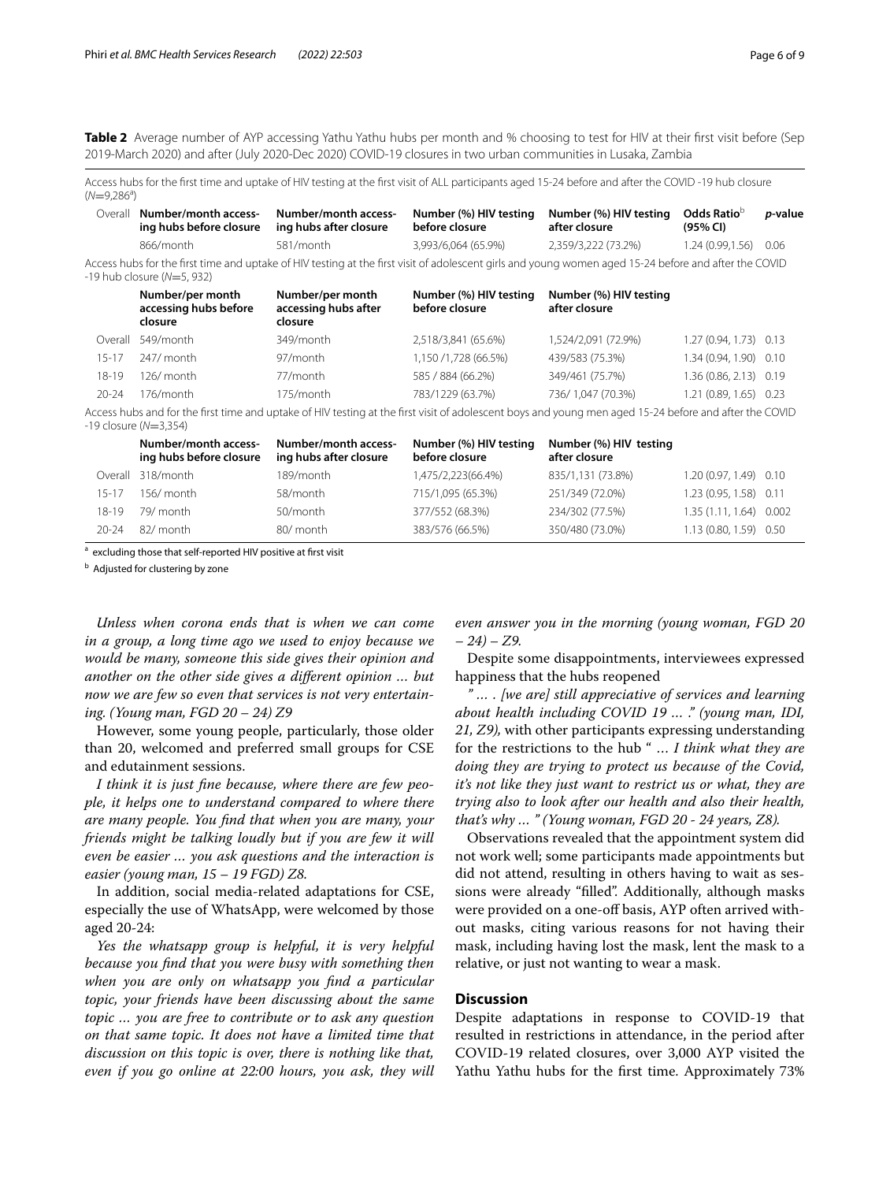**Table 2** Average number of AYP accessing Yathu Yathu hubs per month and % choosing to test for HIV at their first visit before (Sep 2019-March 2020) and after (July 2020-Dec 2020) COVID-19 closures in two urban communities in Lusaka, Zambia

| | Number/month accessing hubs before closure | Number/month accessing hubs after closure | Number (%) HIV testing before closure | Number (%) HIV testing after closure | Odds Ratio[b] (95% CI) | *p*-value |
|---|---|---|---|---|---|---|
| **Access hubs for the first time and uptake of HIV testing at the first visit of ALL participants aged 15-24 before and after the COVID -19 hub closure (N=9,286[a])** | | | | | | |
| Overall | 866/month | 581/month | 3,993/6,064 (65.9%) | 2,359/3,222 (73.2%) | 1.24 (0.99,1.56) | 0.06 |
| **Access hubs for the first time and uptake of HIV testing at the first visit of adolescent girls and young women aged 15-24 before and after the COVID -19 hub closure (N=5, 932)** | | | | | | |
| | **Number/per month accessing hubs before closure** | **Number/per month accessing hubs after closure** | **Number (%) HIV testing before closure** | **Number (%) HIV testing after closure** | | |
| Overall | 549/month | 349/month | 2,518/3,841 (65.6%) | 1,524/2,091 (72.9%) | 1.27 (0.94, 1.73) | 0.13 |
| 15-17 | 247/ month | 97/month | 1,150 /1,728 (66.5%) | 439/583 (75.3%) | 1.34 (0.94, 1.90) | 0.10 |
| 18-19 | 126/ month | 77/month | 585 / 884 (66.2%) | 349/461 (75.7%) | 1.36 (0.86, 2.13) | 0.19 |
| 20-24 | 176/month | 175/month | 783/1229 (63.7%) | 736/ 1,047 (70.3%) | 1.21 (0.89, 1.65) | 0.23 |
| **Access hubs and for the first time and uptake of HIV testing at the first visit of adolescent boys and young men aged 15-24 before and after the COVID -19 closure (N=3,354)** | | | | | | |
| | **Number/month accessing hubs before closure** | **Number/month accessing hubs after closure** | **Number (%) HIV testing before closure** | **Number (%) HIV testing after closure** | | |
| Overall | 318/month | 189/month | 1,475/2,223(66.4%) | 835/1,131 (73.8%) | 1.20 (0.97, 1.49) | 0.10 |
| 15-17 | 156/ month | 58/month | 715/1,095 (65.3%) | 251/349 (72.0%) | 1.23 (0.95, 1.58) | 0.11 |
| 18-19 | 79/ month | 50/month | 377/552 (68.3%) | 234/302 (77.5%) | 1.35 (1.11, 1.64) | 0.002 |
| 20-24 | 82/ month | 80/ month | 383/576 (66.5%) | 350/480 (73.0%) | 1.13 (0.80, 1.59) | 0.50 |

[a] excluding those that self-reported HIV positive at first visit

[b] Adjusted for clustering by zone

*Unless when corona ends that is when we can come in a group, a long time ago we used to enjoy because we would be many, someone this side gives their opinion and another on the other side gives a different opinion ... but now we are few so even that services is not very entertaining. (Young man, FGD 20 – 24) Z9*

However, some young people, particularly, those older than 20, welcomed and preferred small groups for CSE and edutainment sessions.

*I think it is just fine because, where there are few people, it helps one to understand compared to where there are many people. You find that when you are many, your friends might be talking loudly but if you are few it will even be easier ... you ask questions and the interaction is easier (young man, 15 – 19 FGD) Z8.*

In addition, social media-related adaptations for CSE, especially the use of WhatsApp, were welcomed by those aged 20-24:

*Yes the whatsapp group is helpful, it is very helpful because you find that you were busy with something then when you are only on whatsapp you find a particular topic, your friends have been discussing about the same topic ... you are free to contribute or to ask any question on that same topic. It does not have a limited time that discussion on this topic is over, there is nothing like that, even if you go online at 22:00 hours, you ask, they will even answer you in the morning (young woman, FGD 20 – 24) – Z9.*

Despite some disappointments, interviewees expressed happiness that the hubs reopened

*" ... . [we are] still appreciative of services and learning about health including COVID 19 ... ." (young man, IDI, 21, Z9),* with other participants expressing understanding for the restrictions to the hub *" ... I think what they are doing they are trying to protect us because of the Covid, it's not like they just want to restrict us or what, they are trying also to look after our health and also their health, that's why ... " (Young woman, FGD 20 - 24 years, Z8).*

Observations revealed that the appointment system did not work well; some participants made appointments but did not attend, resulting in others having to wait as sessions were already "filled". Additionally, although masks were provided on a one-off basis, AYP often arrived without masks, citing various reasons for not having their mask, including having lost the mask, lent the mask to a relative, or just not wanting to wear a mask.

## Discussion

Despite adaptations in response to COVID-19 that resulted in restrictions in attendance, in the period after COVID-19 related closures, over 3,000 AYP visited the Yathu Yathu hubs for the first time. Approximately 73%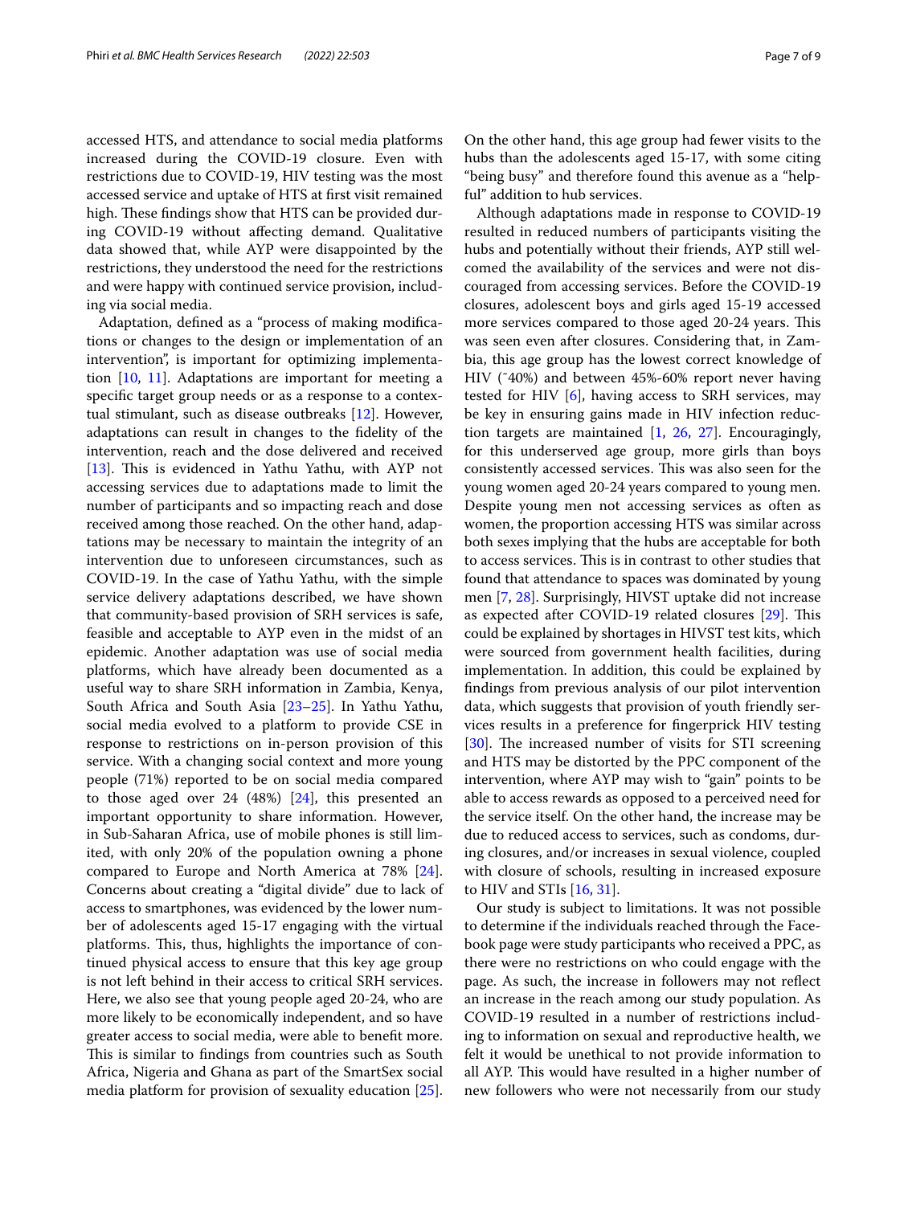accessed HTS, and attendance to social media platforms increased during the COVID-19 closure. Even with restrictions due to COVID-19, HIV testing was the most accessed service and uptake of HTS at first visit remained high. These findings show that HTS can be provided during COVID-19 without affecting demand. Qualitative data showed that, while AYP were disappointed by the restrictions, they understood the need for the restrictions and were happy with continued service provision, including via social media.

Adaptation, defined as a "process of making modifications or changes to the design or implementation of an intervention", is important for optimizing implementation [10, 11]. Adaptations are important for meeting a specific target group needs or as a response to a contextual stimulant, such as disease outbreaks [12]. However, adaptations can result in changes to the fidelity of the intervention, reach and the dose delivered and received [13]. This is evidenced in Yathu Yathu, with AYP not accessing services due to adaptations made to limit the number of participants and so impacting reach and dose received among those reached. On the other hand, adaptations may be necessary to maintain the integrity of an intervention due to unforeseen circumstances, such as COVID-19. In the case of Yathu Yathu, with the simple service delivery adaptations described, we have shown that community-based provision of SRH services is safe, feasible and acceptable to AYP even in the midst of an epidemic. Another adaptation was use of social media platforms, which have already been documented as a useful way to share SRH information in Zambia, Kenya, South Africa and South Asia [23–25]. In Yathu Yathu, social media evolved to a platform to provide CSE in response to restrictions on in-person provision of this service. With a changing social context and more young people (71%) reported to be on social media compared to those aged over 24 (48%) [24], this presented an important opportunity to share information. However, in Sub-Saharan Africa, use of mobile phones is still limited, with only 20% of the population owning a phone compared to Europe and North America at 78% [24]. Concerns about creating a "digital divide" due to lack of access to smartphones, was evidenced by the lower number of adolescents aged 15-17 engaging with the virtual platforms. This, thus, highlights the importance of continued physical access to ensure that this key age group is not left behind in their access to critical SRH services. Here, we also see that young people aged 20-24, who are more likely to be economically independent, and so have greater access to social media, were able to benefit more. This is similar to findings from countries such as South Africa, Nigeria and Ghana as part of the SmartSex social media platform for provision of sexuality education [25]. On the other hand, this age group had fewer visits to the hubs than the adolescents aged 15-17, with some citing "being busy" and therefore found this avenue as a "helpful" addition to hub services.

Although adaptations made in response to COVID-19 resulted in reduced numbers of participants visiting the hubs and potentially without their friends, AYP still welcomed the availability of the services and were not discouraged from accessing services. Before the COVID-19 closures, adolescent boys and girls aged 15-19 accessed more services compared to those aged 20-24 years. This was seen even after closures. Considering that, in Zambia, this age group has the lowest correct knowledge of HIV (~40%) and between 45%-60% report never having tested for HIV [6], having access to SRH services, may be key in ensuring gains made in HIV infection reduction targets are maintained [1, 26, 27]. Encouragingly, for this underserved age group, more girls than boys consistently accessed services. This was also seen for the young women aged 20-24 years compared to young men. Despite young men not accessing services as often as women, the proportion accessing HTS was similar across both sexes implying that the hubs are acceptable for both to access services. This is in contrast to other studies that found that attendance to spaces was dominated by young men [7, 28]. Surprisingly, HIVST uptake did not increase as expected after COVID-19 related closures [29]. This could be explained by shortages in HIVST test kits, which were sourced from government health facilities, during implementation. In addition, this could be explained by findings from previous analysis of our pilot intervention data, which suggests that provision of youth friendly services results in a preference for fingerprick HIV testing [30]. The increased number of visits for STI screening and HTS may be distorted by the PPC component of the intervention, where AYP may wish to "gain" points to be able to access rewards as opposed to a perceived need for the service itself. On the other hand, the increase may be due to reduced access to services, such as condoms, during closures, and/or increases in sexual violence, coupled with closure of schools, resulting in increased exposure to HIV and STIs [16, 31].

Our study is subject to limitations. It was not possible to determine if the individuals reached through the Facebook page were study participants who received a PPC, as there were no restrictions on who could engage with the page. As such, the increase in followers may not reflect an increase in the reach among our study population. As COVID-19 resulted in a number of restrictions including to information on sexual and reproductive health, we felt it would be unethical to not provide information to all AYP. This would have resulted in a higher number of new followers who were not necessarily from our study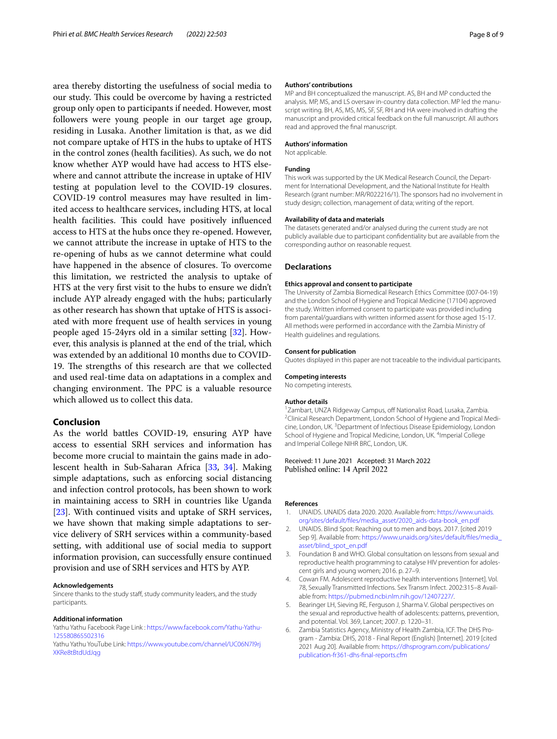area thereby distorting the usefulness of social media to our study. This could be overcome by having a restricted group only open to participants if needed. However, most followers were young people in our target age group, residing in Lusaka. Another limitation is that, as we did not compare uptake of HTS in the hubs to uptake of HTS in the control zones (health facilities). As such, we do not know whether AYP would have had access to HTS elsewhere and cannot attribute the increase in uptake of HIV testing at population level to the COVID-19 closures. COVID-19 control measures may have resulted in limited access to healthcare services, including HTS, at local health facilities. This could have positively influenced access to HTS at the hubs once they re-opened. However, we cannot attribute the increase in uptake of HTS to the re-opening of hubs as we cannot determine what could have happened in the absence of closures. To overcome this limitation, we restricted the analysis to uptake of HTS at the very first visit to the hubs to ensure we didn't include AYP already engaged with the hubs; particularly as other research has shown that uptake of HTS is associated with more frequent use of health services in young people aged 15-24yrs old in a similar setting [32]. However, this analysis is planned at the end of the trial, which was extended by an additional 10 months due to COVID-19. The strengths of this research are that we collected and used real-time data on adaptations in a complex and changing environment. The PPC is a valuable resource which allowed us to collect this data.

## Conclusion

As the world battles COVID-19, ensuring AYP have access to essential SRH services and information has become more crucial to maintain the gains made in adolescent health in Sub-Saharan Africa [33, 34]. Making simple adaptations, such as enforcing social distancing and infection control protocols, has been shown to work in maintaining access to SRH in countries like Uganda [23]. With continued visits and uptake of SRH services, we have shown that making simple adaptations to service delivery of SRH services within a community-based setting, with additional use of social media to support information provision, can successfully ensure continued provision and use of SRH services and HTS by AYP.

**Acknowledgements**

Sincere thanks to the study staff, study community leaders, and the study participants.

**Additional information**

Yathu Yathu Facebook Page Link : https://www.facebook.com/Yathu-Yathu-125580865502316

Yathu Yathu YouTube Link: https://www.youtube.com/channel/UC06N7l9rjXKRe8tBtdUdJqg

**Authors' contributions**

MP and BH conceptualized the manuscript. AS, BH and MP conducted the analysis. MP, MS, and LS oversaw in-country data collection. MP led the manuscript writing. BH, AS, MS, MS, SF, SF, RH and HA were involved in drafting the manuscript and provided critical feedback on the full manuscript. All authors read and approved the final manuscript.

**Authors' information**

Not applicable.

**Funding**

This work was supported by the UK Medical Research Council, the Department for International Development, and the National Institute for Health Research (grant number: MR/R022216/1). The sponsors had no involvement in study design; collection, management of data; writing of the report.

**Availability of data and materials**

The datasets generated and/or analysed during the current study are not publicly available due to participant confidentiality but are available from the corresponding author on reasonable request.

## Declarations

**Ethics approval and consent to participate**

The University of Zambia Biomedical Research Ethics Committee (007-04-19) and the London School of Hygiene and Tropical Medicine (17104) approved the study. Written informed consent to participate was provided including from parental/guardians with written informed assent for those aged 15-17. All methods were performed in accordance with the Zambia Ministry of Health guidelines and regulations.

**Consent for publication**

Quotes displayed in this paper are not traceable to the individual participants.

**Competing interests**

No competing interests.

**Author details**

[1]Zambart, UNZA Ridgeway Campus, off Nationalist Road, Lusaka, Zambia. [2]Clinical Research Department, London School of Hygiene and Tropical Medicine, London, UK. [3]Department of Infectious Disease Epidemiology, London School of Hygiene and Tropical Medicine, London, UK. [4]Imperial College and Imperial College NIHR BRC, London, UK.

Received: 11 June 2021 Accepted: 31 March 2022
Published online: 14 April 2022

**References**

1. UNAIDS. UNAIDS data 2020. 2020. Available from: https://www.unaids.org/sites/default/files/media_asset/2020_aids-data-book_en.pdf
2. UNAIDS. Blind Spot: Reaching out to men and boys. 2017. [cited 2019 Sep 9]. Available from: https://www.unaids.org/sites/default/files/media_asset/blind_spot_en.pdf
3. Foundation B and WHO. Global consultation on lessons from sexual and reproductive health programming to catalyse HIV prevention for adolescent girls and young women; 2016. p. 27–9.
4. Cowan FM. Adolescent reproductive health interventions [Internet]. Vol. 78, Sexually Transmitted Infections. Sex Transm Infect. 2002:315–8 Available from: https://pubmed.ncbi.nlm.nih.gov/12407227/.
5. Bearinger LH, Sieving RE, Ferguson J, Sharma V. Global perspectives on the sexual and reproductive health of adolescents: patterns, prevention, and potential. Vol. 369, Lancet; 2007. p. 1220–31.
6. Zambia Statistics Agency, Ministry of Health Zambia, ICF. The DHS Program - Zambia: DHS, 2018 - Final Report (English) [Internet]. 2019 [cited 2021 Aug 20]. Available from: https://dhsprogram.com/publications/publication-fr361-dhs-final-reports.cfm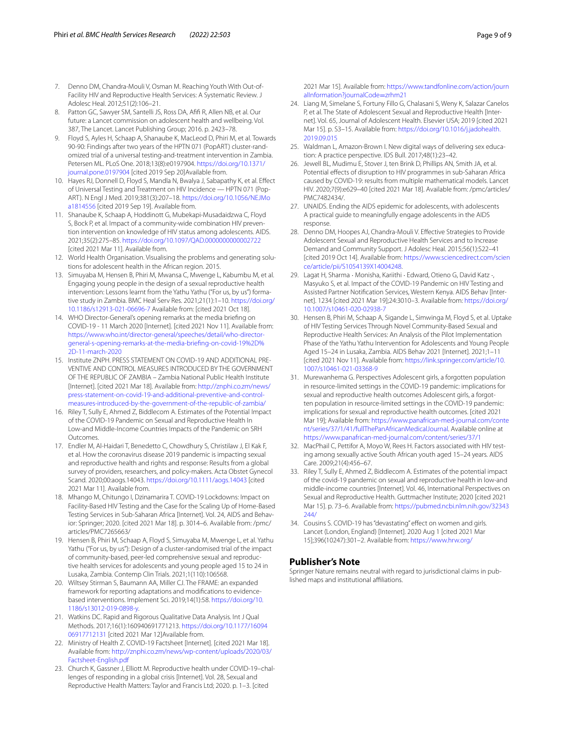7. Denno DM, Chandra-Mouli V, Osman M. Reaching Youth With Out-of-Facility HIV and Reproductive Health Services: A Systematic Review. J Adolesc Heal. 2012;51(2):106–21.
8. Patton GC, Sawyer SM, Santelli JS, Ross DA, Afifi R, Allen NB, et al. Our future: a Lancet commission on adolescent health and wellbeing. Vol. 387, The Lancet. Lancet Publishing Group; 2016. p. 2423–78.
9. Floyd S, Ayles H, Schaap A, Shanaube K, MacLeod D, Phiri M, et al. Towards 90-90: Findings after two years of the HPTN 071 (PopART) cluster-randomized trial of a universal testing-and-treatment intervention in Zambia. Petersen ML. PLoS One. 2018;13(8):e0197904. https://doi.org/10.1371/journal.pone.0197904 [cited 2019 Sep 20]Available from.
10. Hayes RJ, Donnell D, Floyd S, Mandla N, Bwalya J, Sabapathy K, et al. Effect of Universal Testing and Treatment on HIV Incidence — HPTN 071 (PopART). N Engl J Med. 2019;381(3):207–18. https://doi.org/10.1056/NEJMoa1814556 [cited 2019 Sep 19]. Available from.
11. Shanaube K, Schaap A, Hoddinott G, Mubekapi-Musadaidzwa C, Floyd S, Bock P, et al. Impact of a community-wide combination HIV prevention intervention on knowledge of HIV status among adolescents. AIDS. 2021;35(2):275–85. https://doi.org/10.1097/QAD.0000000000002722 [cited 2021 Mar 11]. Available from.
12. World Health Organisation. Visualising the problems and generating solutions for adolescent health in the African region. 2015.
13. Simuyaba M, Hensen B, Phiri M, Mwansa C, Mwenge L, Kabumbu M, et al. Engaging young people in the design of a sexual reproductive health intervention: Lessons learnt from the Yathu Yathu ("For us, by us") formative study in Zambia. BMC Heal Serv Res. 2021;21(1):1–10. https://doi.org/10.1186/s12913-021-06696-7 Available from: [cited 2021 Oct 18].
14. WHO Director-General's opening remarks at the media briefing on COVID-19 - 11 March 2020 [Internet]. [cited 2021 Nov 11]. Available from: https://www.who.int/director-general/speeches/detail/who-director-general-s-opening-remarks-at-the-media-briefing-on-covid-19%2D%2D-11-march-2020
15. Institute ZNPH. PRESS STATEMENT ON COVID-19 AND ADDITIONAL PREVENTIVE AND CONTROL MEASURES INTRODUCED BY THE GOVERNMENT OF THE REPUBLIC OF ZAMBIA – Zambia National Public Health Institute [Internet]. [cited 2021 Mar 18]. Available from: http://znphi.co.zm/news/press-statement-on-covid-19-and-additional-preventive-and-control-measures-introduced-by-the-government-of-the-republic-of-zambia/
16. Riley T, Sully E, Ahmed Z, Biddlecom A. Estimates of the Potential Impact of the COVID-19 Pandemic on Sexual and Reproductive Health In Low-and Middle-Income Countries Impacts of the Pandemic on SRH Outcomes.
17. Endler M, Al-Haidari T, Benedetto C, Chowdhury S, Christilaw J, El Kak F, et al. How the coronavirus disease 2019 pandemic is impacting sexual and reproductive health and rights and response: Results from a global survey of providers, researchers, and policy-makers. Acta Obstet Gynecol Scand. 2020;00:aogs.14043. https://doi.org/10.1111/aogs.14043 [cited 2021 Mar 11]. Available from.
18. Mhango M, Chitungo I, Dzinamarira T. COVID-19 Lockdowns: Impact on Facility-Based HIV Testing and the Case for the Scaling Up of Home-Based Testing Services in Sub-Saharan Africa [Internet]. Vol. 24, AIDS and Behavior: Springer; 2020. [cited 2021 Mar 18]. p. 3014–6. Available from: /pmc/articles/PMC7265663/
19. Hensen B, Phiri M, Schaap A, Floyd S, Simuyaba M, Mwenge L, et al. Yathu Yathu ("For us, by us"): Design of a cluster-randomised trial of the impact of community-based, peer-led comprehensive sexual and reproductive health services for adolescents and young people aged 15 to 24 in Lusaka, Zambia. Contemp Clin Trials. 2021;1(110):106568.
20. Wiltsey Stirman S, Baumann AA, Miller CJ. The FRAME: an expanded framework for reporting adaptations and modifications to evidence-based interventions. Implement Sci. 2019;14(1):58. https://doi.org/10.1186/s13012-019-0898-y.
21. Watkins DC. Rapid and Rigorous Qualitative Data Analysis. Int J Qual Methods. 2017;16(1):160940691771213. https://doi.org/10.1177/1609406917712131 [cited 2021 Mar 12]Available from.
22. Ministry of Health Z. COVID-19 Factsheet [Internet]. [cited 2021 Mar 18]. Available from: http://znphi.co.zm/news/wp-content/uploads/2020/03/Factsheet-English.pdf
23. Church K, Gassner J, Elliott M. Reproductive health under COVID-19–challenges of responding in a global crisis [Internet]. Vol. 28, Sexual and Reproductive Health Matters: Taylor and Francis Ltd; 2020. p. 1–3. [cited 2021 Mar 15]. Available from: https://www.tandfonline.com/action/journalInformation?journalCode=zrhm21
24. Liang M, Simelane S, Fortuny Fillo G, Chalasani S, Weny K, Salazar Canelos P, et al. The State of Adolescent Sexual and Reproductive Health [Internet]. Vol. 65, Journal of Adolescent Health. Elsevier USA; 2019 [cited 2021 Mar 15]. p. S3–15. Available from: https://doi.org/10.1016/j.jadohealth.2019.09.015
25. Waldman L, Amazon-Brown I. New digital ways of delivering sex education: A practice perspective. IDS Bull. 2017;48(1):23–42.
26. Jewell BL, Mudimu E, Stover J, ten Brink D, Phillips AN, Smith JA, et al. Potential effects of disruption to HIV programmes in sub-Saharan Africa caused by COVID-19: results from multiple mathematical models. Lancet HIV. 2020;7(9):e629–40 [cited 2021 Mar 18]. Available from: /pmc/articles/PMC7482434/.
27. UNAIDS. Ending the AIDS epidemic for adolescents, with adolescents A practical guide to meaningfully engage adolescents in the AIDS response.
28. Denno DM, Hoopes AJ, Chandra-Mouli V. Effective Strategies to Provide Adolescent Sexual and Reproductive Health Services and to Increase Demand and Community Support. J Adolesc Heal. 2015;56(1):S22–41 [cited 2019 Oct 14]. Available from: https://www.sciencedirect.com/science/article/pii/S1054139X14004248.
29. Lagat H, Sharma · Monisha, Kariithi · Edward, Otieno G, David Katz ·, Masyuko S, et al. Impact of the COVID-19 Pandemic on HIV Testing and Assisted Partner Notification Services, Western Kenya. AIDS Behav [Internet]. 1234 [cited 2021 Mar 19];24:3010–3. Available from: https://doi.org/10.1007/s10461-020-02938-7
30. Hensen B, Phiri M, Schaap A, Sigande L, Simwinga M, Floyd S, et al. Uptake of HIV Testing Services Through Novel Community-Based Sexual and Reproductive Health Services: An Analysis of the Pilot Implementation Phase of the Yathu Yathu Intervention for Adolescents and Young People Aged 15–24 in Lusaka, Zambia. AIDS Behav 2021 [Internet]. 2021;1–11 [cited 2021 Nov 11]. Available from: https://link.springer.com/article/10.1007/s10461-021-03368-9
31. Murewanhema G. Perspectives Adolescent girls, a forgotten population in resource-limited settings in the COVID-19 pandemic: implications for sexual and reproductive health outcomes Adolescent girls, a forgotten population in resource-limited settings in the COVID-19 pandemic: implications for sexual and reproductive health outcomes. [cited 2021 Mar 19]; Available from: https://www.panafrican-med-journal.com/content/series/37/1/41/fullThePanAfricanMedicalJournal. Available online at https://www.panafrican-med-journal.com/content/series/37/1
32. MacPhail C, Pettifor A, Moyo W, Rees H. Factors associated with HIV testing among sexually active South African youth aged 15–24 years. AIDS Care. 2009;21(4):456–67.
33. Riley T, Sully E, Ahmed Z, Biddlecom A. Estimates of the potential impact of the covid-19 pandemic on sexual and reproductive health in low-and middle-income countries [Internet]. Vol. 46, International Perspectives on Sexual and Reproductive Health. Guttmacher Institute; 2020 [cited 2021 Mar 15]. p. 73–6. Available from: https://pubmed.ncbi.nlm.nih.gov/32343244/
34. Cousins S. COVID-19 has "devastating" effect on women and girls. Lancet (London, England) [Internet]. 2020 Aug 1 [cited 2021 Mar 15];396(10247):301–2. Available from: https://www.hrw.org/

## Publisher's Note

Springer Nature remains neutral with regard to jurisdictional claims in published maps and institutional affiliations.